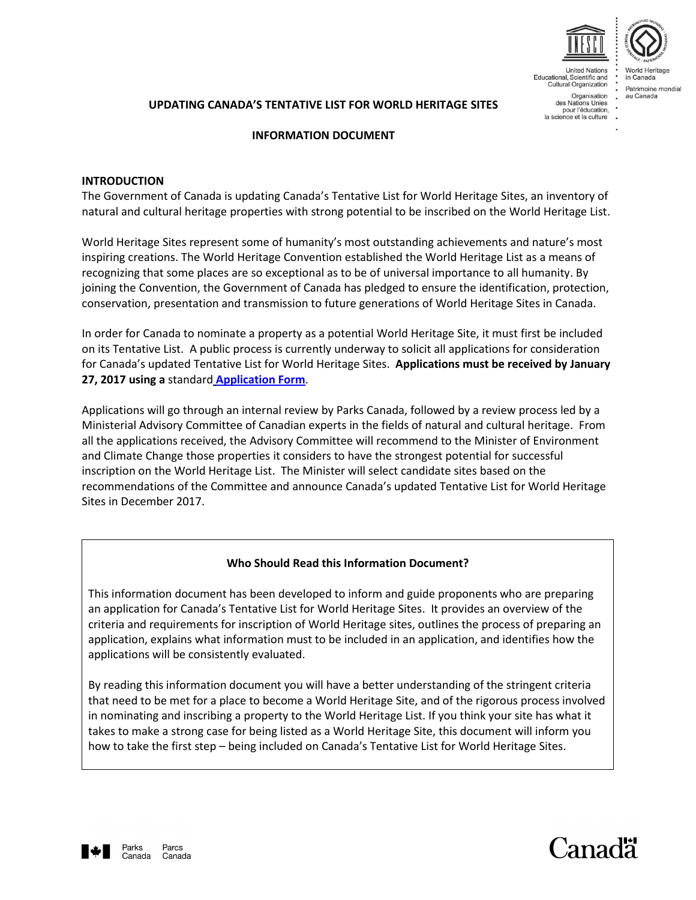# UPDATING CANADA'S TENTATIVE LIST FOR WORLD HERITAGE SITES

## INFORMATION DOCUMENT

### INTRODUCTION

The Government of Canada is updating Canada's Tentative List for World Heritage Sites, an inventory of natural and cultural heritage properties with strong potential to be inscribed on the World Heritage List.

World Heritage Sites represent some of humanity's most outstanding achievements and nature's most inspiring creations. The World Heritage Convention established the World Heritage List as a means of recognizing that some places are so exceptional as to be of universal importance to all humanity. By joining the Convention, the Government of Canada has pledged to ensure the identification, protection, conservation, presentation and transmission to future generations of World Heritage Sites in Canada.

In order for Canada to nominate a property as a potential World Heritage Site, it must first be included on its Tentative List. A public process is currently underway to solicit all applications for consideration for Canada's updated Tentative List for World Heritage Sites. **Applications must be received by January 27, 2017 using a** standard **Application Form**.

Applications will go through an internal review by Parks Canada, followed by a review process led by a Ministerial Advisory Committee of Canadian experts in the fields of natural and cultural heritage. From all the applications received, the Advisory Committee will recommend to the Minister of Environment and Climate Change those properties it considers to have the strongest potential for successful inscription on the World Heritage List. The Minister will select candidate sites based on the recommendations of the Committee and announce Canada's updated Tentative List for World Heritage Sites in December 2017.

**Who Should Read this Information Document?**

This information document has been developed to inform and guide proponents who are preparing an application for Canada's Tentative List for World Heritage Sites. It provides an overview of the criteria and requirements for inscription of World Heritage sites, outlines the process of preparing an application, explains what information must to be included in an application, and identifies how the applications will be consistently evaluated.

By reading this information document you will have a better understanding of the stringent criteria that need to be met for a place to become a World Heritage Site, and of the rigorous process involved in nominating and inscribing a property to the World Heritage List. If you think your site has what it takes to make a strong case for being listed as a World Heritage Site, this document will inform you how to take the first step – being included on Canada's Tentative List for World Heritage Sites.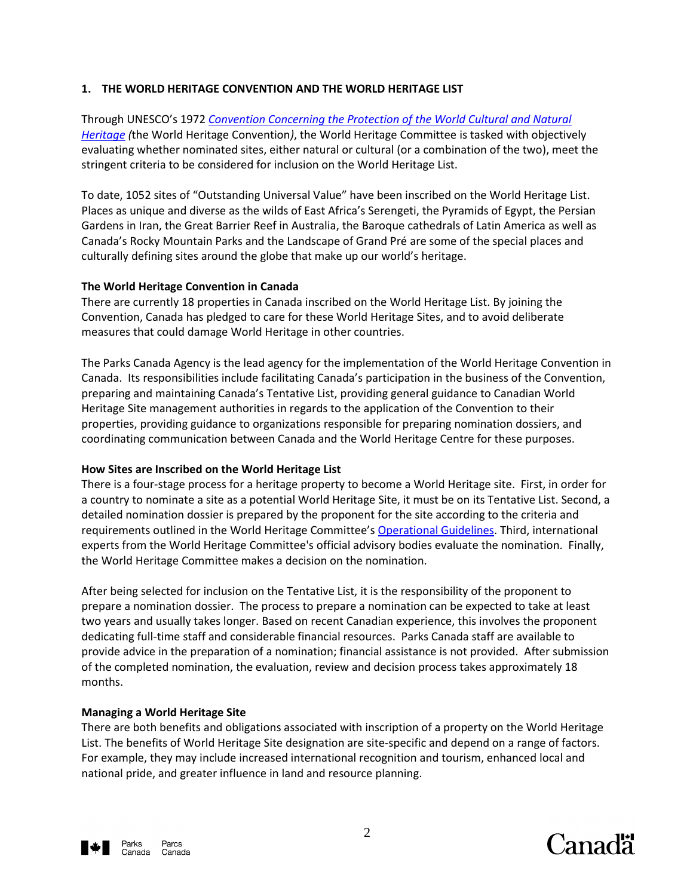## 1. THE WORLD HERITAGE CONVENTION AND THE WORLD HERITAGE LIST

Through UNESCO's 1972 *Convention Concerning the Protection of the World Cultural and Natural Heritage (*the World Heritage Convention*)*, the World Heritage Committee is tasked with objectively evaluating whether nominated sites, either natural or cultural (or a combination of the two), meet the stringent criteria to be considered for inclusion on the World Heritage List.

To date, 1052 sites of "Outstanding Universal Value" have been inscribed on the World Heritage List. Places as unique and diverse as the wilds of East Africa's Serengeti, the Pyramids of Egypt, the Persian Gardens in Iran, the Great Barrier Reef in Australia, the Baroque cathedrals of Latin America as well as Canada's Rocky Mountain Parks and the Landscape of Grand Pré are some of the special places and culturally defining sites around the globe that make up our world's heritage.

### The World Heritage Convention in Canada

There are currently 18 properties in Canada inscribed on the World Heritage List. By joining the Convention, Canada has pledged to care for these World Heritage Sites, and to avoid deliberate measures that could damage World Heritage in other countries.

The Parks Canada Agency is the lead agency for the implementation of the World Heritage Convention in Canada. Its responsibilities include facilitating Canada's participation in the business of the Convention, preparing and maintaining Canada's Tentative List, providing general guidance to Canadian World Heritage Site management authorities in regards to the application of the Convention to their properties, providing guidance to organizations responsible for preparing nomination dossiers, and coordinating communication between Canada and the World Heritage Centre for these purposes.

### How Sites are Inscribed on the World Heritage List

There is a four-stage process for a heritage property to become a World Heritage site. First, in order for a country to nominate a site as a potential World Heritage Site, it must be on its Tentative List. Second, a detailed nomination dossier is prepared by the proponent for the site according to the criteria and requirements outlined in the World Heritage Committee's Operational Guidelines. Third, international experts from the World Heritage Committee's official advisory bodies evaluate the nomination. Finally, the World Heritage Committee makes a decision on the nomination.

After being selected for inclusion on the Tentative List, it is the responsibility of the proponent to prepare a nomination dossier. The process to prepare a nomination can be expected to take at least two years and usually takes longer. Based on recent Canadian experience, this involves the proponent dedicating full-time staff and considerable financial resources. Parks Canada staff are available to provide advice in the preparation of a nomination; financial assistance is not provided. After submission of the completed nomination, the evaluation, review and decision process takes approximately 18 months.

### Managing a World Heritage Site

There are both benefits and obligations associated with inscription of a property on the World Heritage List. The benefits of World Heritage Site designation are site-specific and depend on a range of factors. For example, they may include increased international recognition and tourism, enhanced local and national pride, and greater influence in land and resource planning.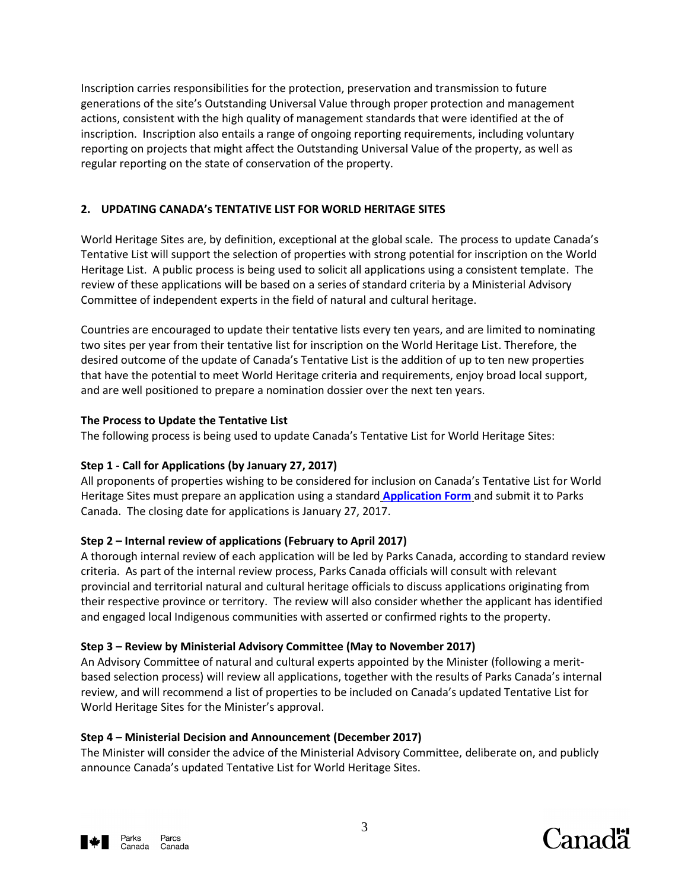Inscription carries responsibilities for the protection, preservation and transmission to future generations of the site's Outstanding Universal Value through proper protection and management actions, consistent with the high quality of management standards that were identified at the of inscription. Inscription also entails a range of ongoing reporting requirements, including voluntary reporting on projects that might affect the Outstanding Universal Value of the property, as well as regular reporting on the state of conservation of the property.

## 2. UPDATING CANADA's TENTATIVE LIST FOR WORLD HERITAGE SITES

World Heritage Sites are, by definition, exceptional at the global scale. The process to update Canada's Tentative List will support the selection of properties with strong potential for inscription on the World Heritage List. A public process is being used to solicit all applications using a consistent template. The review of these applications will be based on a series of standard criteria by a Ministerial Advisory Committee of independent experts in the field of natural and cultural heritage.

Countries are encouraged to update their tentative lists every ten years, and are limited to nominating two sites per year from their tentative list for inscription on the World Heritage List. Therefore, the desired outcome of the update of Canada's Tentative List is the addition of up to ten new properties that have the potential to meet World Heritage criteria and requirements, enjoy broad local support, and are well positioned to prepare a nomination dossier over the next ten years.

### The Process to Update the Tentative List

The following process is being used to update Canada's Tentative List for World Heritage Sites:

**Step 1 - Call for Applications (by January 27, 2017)**

All proponents of properties wishing to be considered for inclusion on Canada's Tentative List for World Heritage Sites must prepare an application using a standard **Application Form** and submit it to Parks Canada. The closing date for applications is January 27, 2017.

**Step 2 – Internal review of applications (February to April 2017)**

A thorough internal review of each application will be led by Parks Canada, according to standard review criteria. As part of the internal review process, Parks Canada officials will consult with relevant provincial and territorial natural and cultural heritage officials to discuss applications originating from their respective province or territory. The review will also consider whether the applicant has identified and engaged local Indigenous communities with asserted or confirmed rights to the property.

**Step 3 – Review by Ministerial Advisory Committee (May to November 2017)**

An Advisory Committee of natural and cultural experts appointed by the Minister (following a merit-based selection process) will review all applications, together with the results of Parks Canada's internal review, and will recommend a list of properties to be included on Canada's updated Tentative List for World Heritage Sites for the Minister's approval.

**Step 4 – Ministerial Decision and Announcement (December 2017)**

The Minister will consider the advice of the Ministerial Advisory Committee, deliberate on, and publicly announce Canada's updated Tentative List for World Heritage Sites.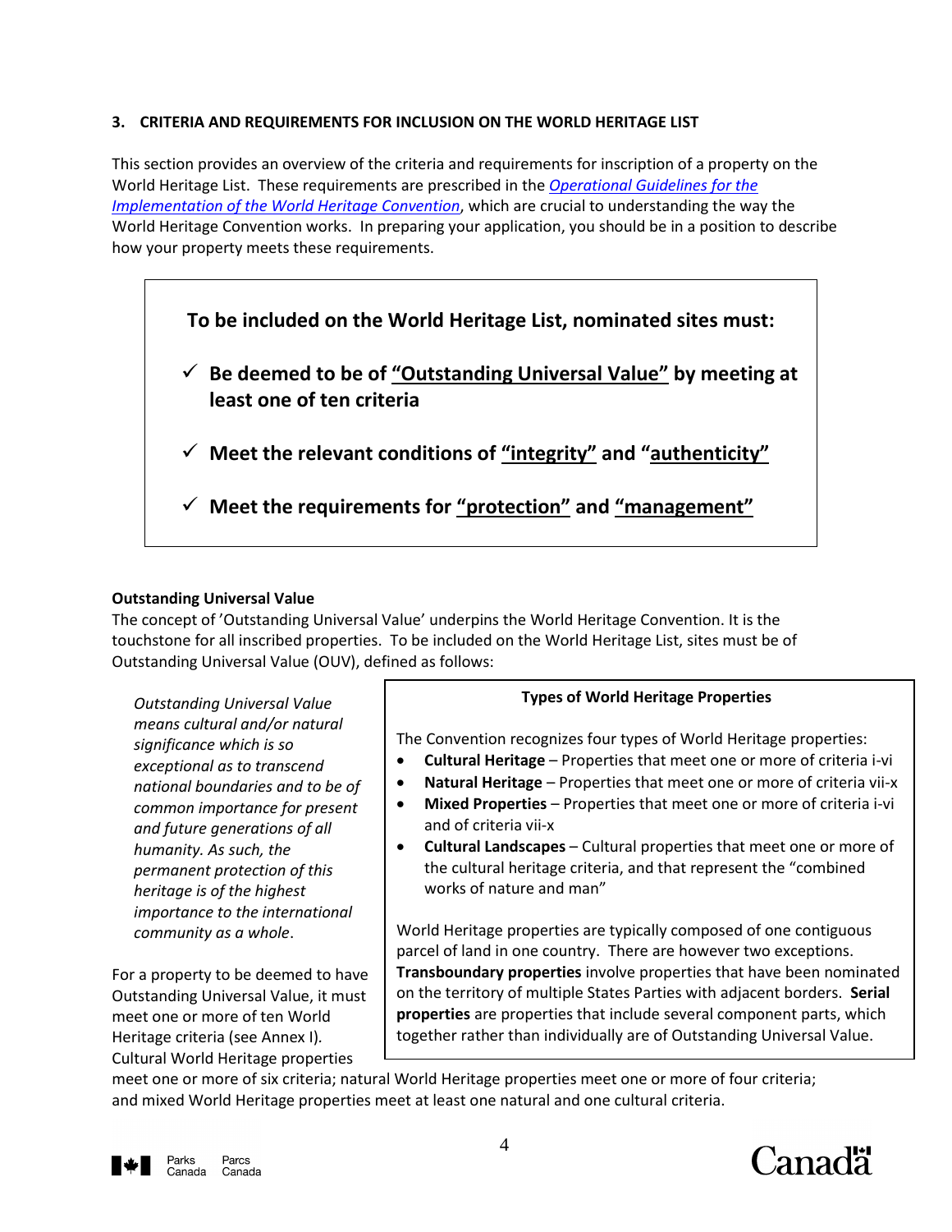### 3. CRITERIA AND REQUIREMENTS FOR INCLUSION ON THE WORLD HERITAGE LIST

This section provides an overview of the criteria and requirements for inscription of a property on the World Heritage List. These requirements are prescribed in the *Operational Guidelines for the Implementation of the World Heritage Convention*, which are crucial to understanding the way the World Heritage Convention works. In preparing your application, you should be in a position to describe how your property meets these requirements.

> **To be included on the World Heritage List, nominated sites must:**
>
> ✓ **Be deemed to be of "Outstanding Universal Value" by meeting at least one of ten criteria**
>
> ✓ **Meet the relevant conditions of "integrity" and "authenticity"**
>
> ✓ **Meet the requirements for "protection" and "management"**

**Outstanding Universal Value**

The concept of 'Outstanding Universal Value' underpins the World Heritage Convention. It is the touchstone for all inscribed properties. To be included on the World Heritage List, sites must be of Outstanding Universal Value (OUV), defined as follows:

> *Outstanding Universal Value means cultural and/or natural significance which is so exceptional as to transcend national boundaries and to be of common importance for present and future generations of all humanity. As such, the permanent protection of this heritage is of the highest importance to the international community as a whole.*

For a property to be deemed to have Outstanding Universal Value, it must meet one or more of ten World Heritage criteria (see Annex I). Cultural World Heritage properties meet one or more of six criteria; natural World Heritage properties meet one or more of four criteria; and mixed World Heritage properties meet at least one natural and one cultural criteria.

> **Types of World Heritage Properties**
>
> The Convention recognizes four types of World Heritage properties:
>
> - **Cultural Heritage** – Properties that meet one or more of criteria i-vi
> - **Natural Heritage** – Properties that meet one or more of criteria vii-x
> - **Mixed Properties** – Properties that meet one or more of criteria i-vi and of criteria vii-x
> - **Cultural Landscapes** – Cultural properties that meet one or more of the cultural heritage criteria, and that represent the "combined works of nature and man"
>
> World Heritage properties are typically composed of one contiguous parcel of land in one country. There are however two exceptions. **Transboundary properties** involve properties that have been nominated on the territory of multiple States Parties with adjacent borders. **Serial properties** are properties that include several component parts, which together rather than individually are of Outstanding Universal Value.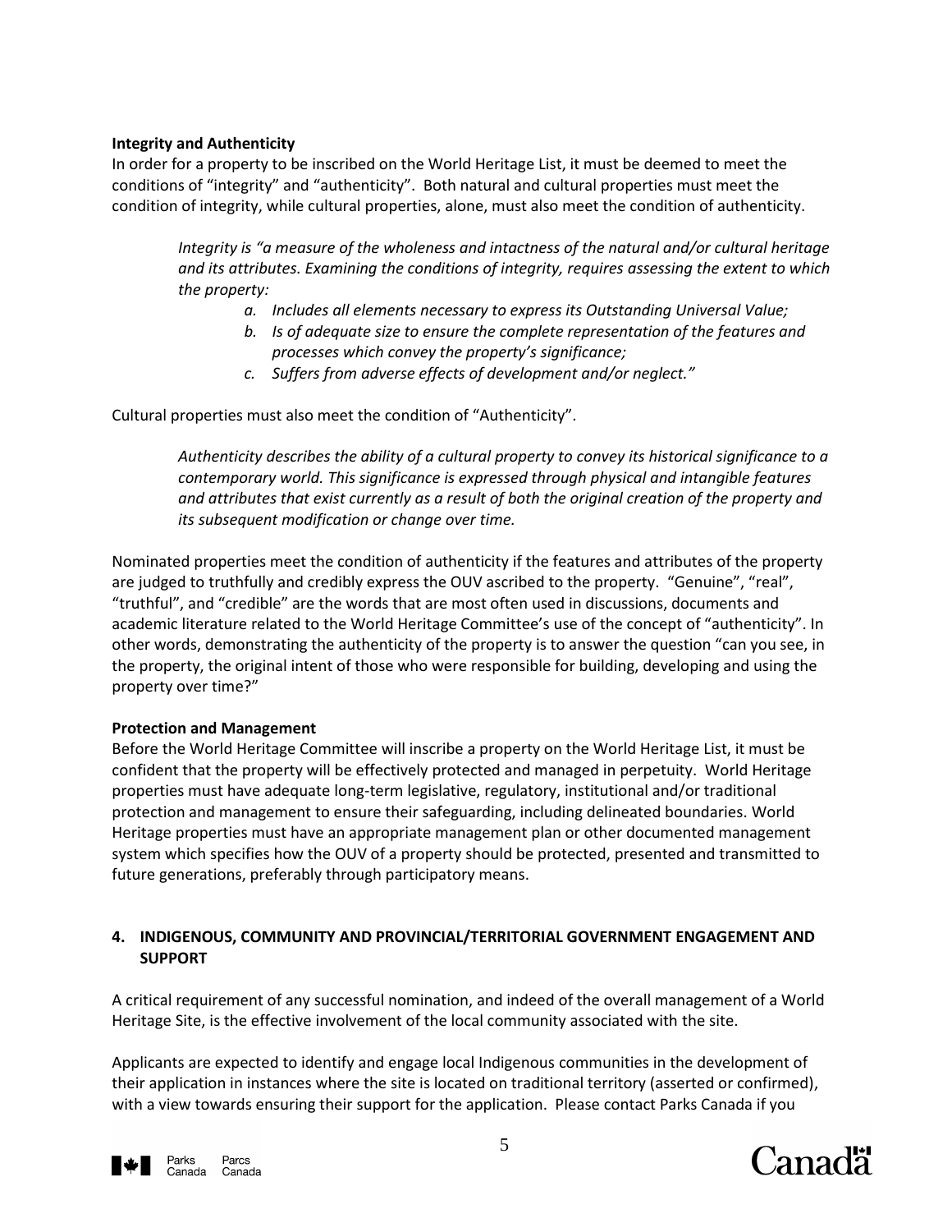**Integrity and Authenticity**

In order for a property to be inscribed on the World Heritage List, it must be deemed to meet the conditions of "integrity" and "authenticity". Both natural and cultural properties must meet the condition of integrity, while cultural properties, alone, must also meet the condition of authenticity.

> *Integrity is "a measure of the wholeness and intactness of the natural and/or cultural heritage and its attributes. Examining the conditions of integrity, requires assessing the extent to which the property:*
>
> - *a. Includes all elements necessary to express its Outstanding Universal Value;*
> - *b. Is of adequate size to ensure the complete representation of the features and processes which convey the property's significance;*
> - *c. Suffers from adverse effects of development and/or neglect."*

Cultural properties must also meet the condition of "Authenticity".

> *Authenticity describes the ability of a cultural property to convey its historical significance to a contemporary world. This significance is expressed through physical and intangible features and attributes that exist currently as a result of both the original creation of the property and its subsequent modification or change over time.*

Nominated properties meet the condition of authenticity if the features and attributes of the property are judged to truthfully and credibly express the OUV ascribed to the property. "Genuine", "real", "truthful", and "credible" are the words that are most often used in discussions, documents and academic literature related to the World Heritage Committee's use of the concept of "authenticity". In other words, demonstrating the authenticity of the property is to answer the question "can you see, in the property, the original intent of those who were responsible for building, developing and using the property over time?"

**Protection and Management**

Before the World Heritage Committee will inscribe a property on the World Heritage List, it must be confident that the property will be effectively protected and managed in perpetuity. World Heritage properties must have adequate long-term legislative, regulatory, institutional and/or traditional protection and management to ensure their safeguarding, including delineated boundaries. World Heritage properties must have an appropriate management plan or other documented management system which specifies how the OUV of a property should be protected, presented and transmitted to future generations, preferably through participatory means.

## 4. INDIGENOUS, COMMUNITY AND PROVINCIAL/TERRITORIAL GOVERNMENT ENGAGEMENT AND SUPPORT

A critical requirement of any successful nomination, and indeed of the overall management of a World Heritage Site, is the effective involvement of the local community associated with the site.

Applicants are expected to identify and engage local Indigenous communities in the development of their application in instances where the site is located on traditional territory (asserted or confirmed), with a view towards ensuring their support for the application. Please contact Parks Canada if you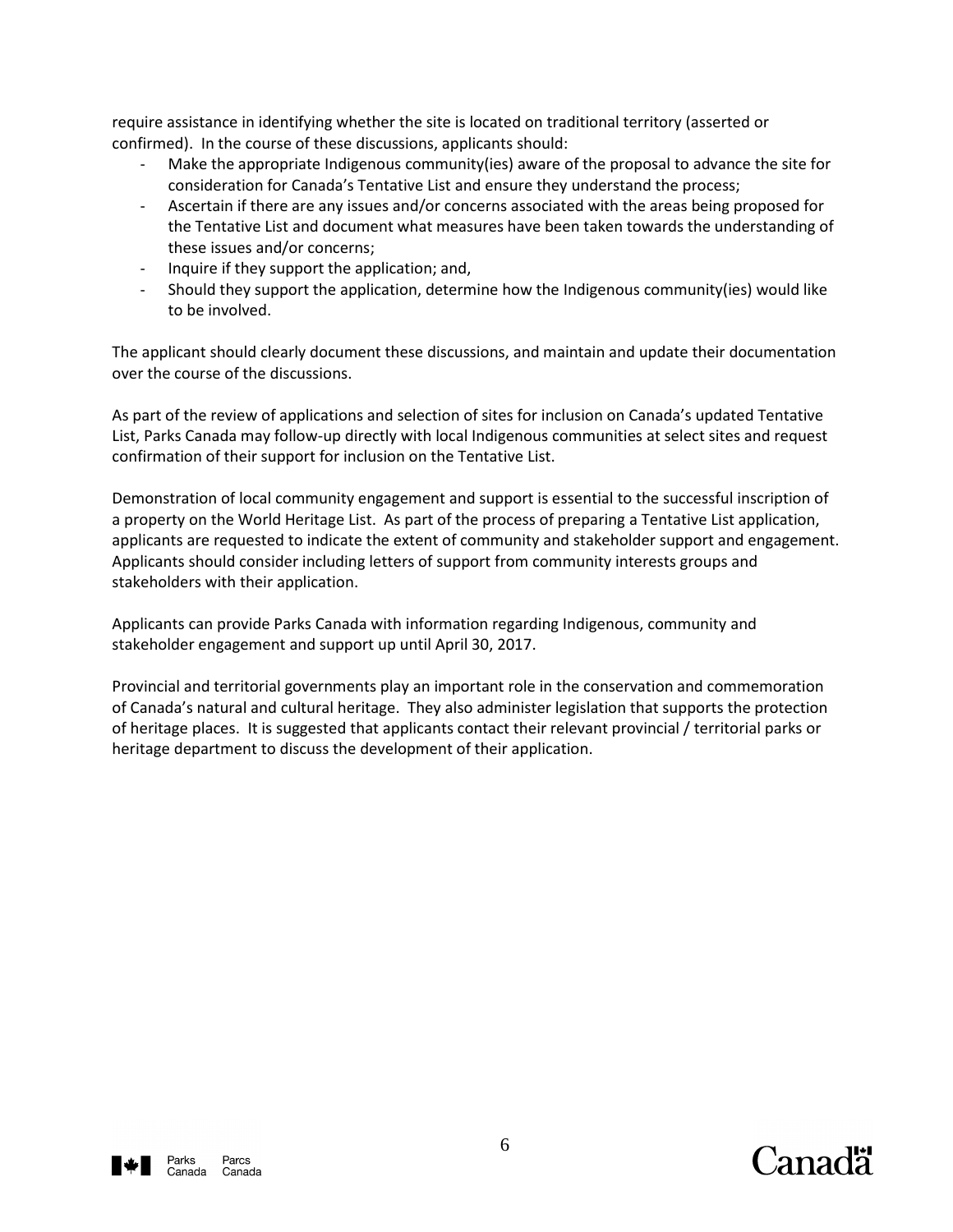require assistance in identifying whether the site is located on traditional territory (asserted or confirmed). In the course of these discussions, applicants should:

- Make the appropriate Indigenous community(ies) aware of the proposal to advance the site for consideration for Canada's Tentative List and ensure they understand the process;
- Ascertain if there are any issues and/or concerns associated with the areas being proposed for the Tentative List and document what measures have been taken towards the understanding of these issues and/or concerns;
- Inquire if they support the application; and,
- Should they support the application, determine how the Indigenous community(ies) would like to be involved.

The applicant should clearly document these discussions, and maintain and update their documentation over the course of the discussions.

As part of the review of applications and selection of sites for inclusion on Canada's updated Tentative List, Parks Canada may follow-up directly with local Indigenous communities at select sites and request confirmation of their support for inclusion on the Tentative List.

Demonstration of local community engagement and support is essential to the successful inscription of a property on the World Heritage List. As part of the process of preparing a Tentative List application, applicants are requested to indicate the extent of community and stakeholder support and engagement. Applicants should consider including letters of support from community interests groups and stakeholders with their application.

Applicants can provide Parks Canada with information regarding Indigenous, community and stakeholder engagement and support up until April 30, 2017.

Provincial and territorial governments play an important role in the conservation and commemoration of Canada's natural and cultural heritage. They also administer legislation that supports the protection of heritage places. It is suggested that applicants contact their relevant provincial / territorial parks or heritage department to discuss the development of their application.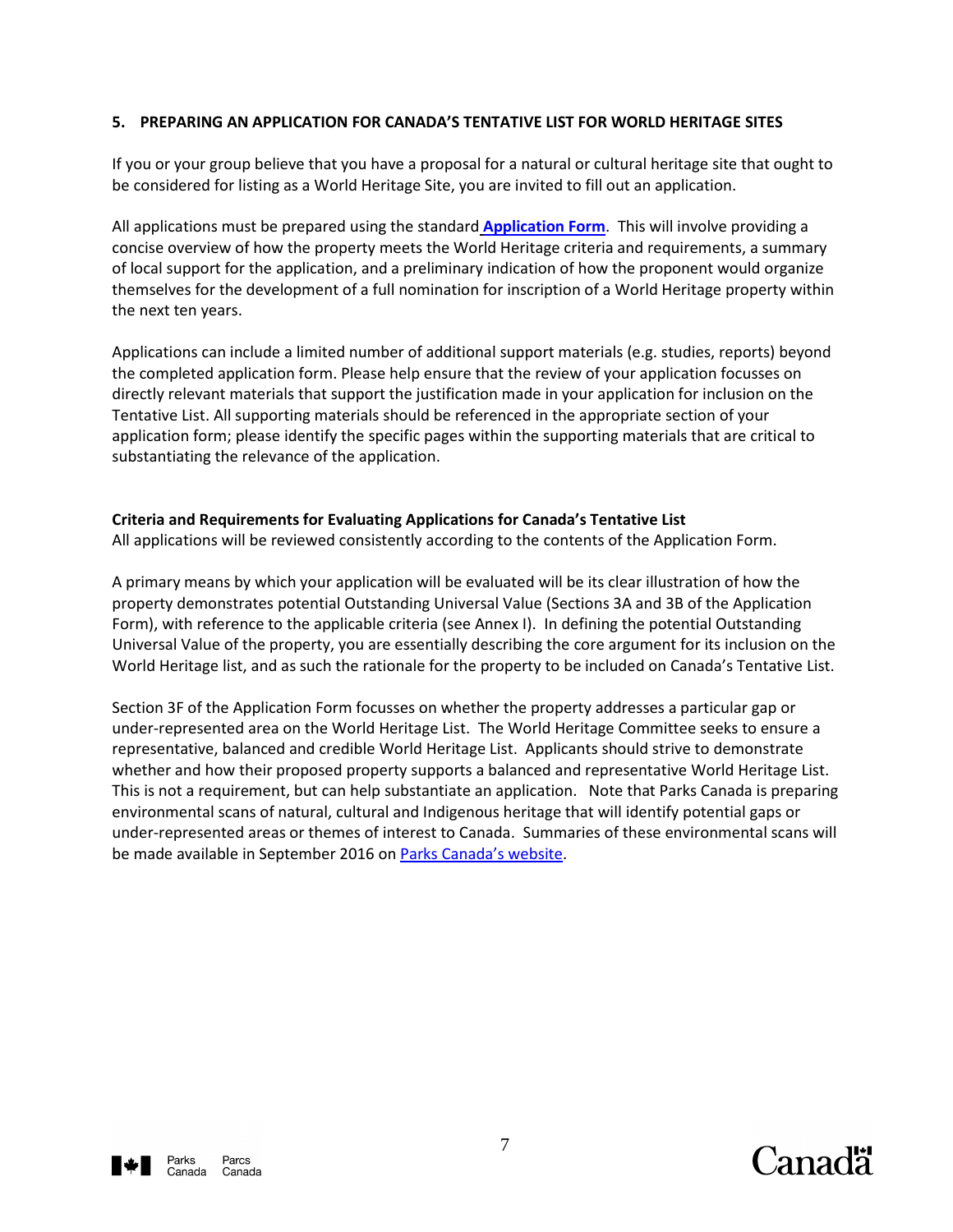## 5. PREPARING AN APPLICATION FOR CANADA'S TENTATIVE LIST FOR WORLD HERITAGE SITES

If you or your group believe that you have a proposal for a natural or cultural heritage site that ought to be considered for listing as a World Heritage Site, you are invited to fill out an application.

All applications must be prepared using the standard **Application Form**. This will involve providing a concise overview of how the property meets the World Heritage criteria and requirements, a summary of local support for the application, and a preliminary indication of how the proponent would organize themselves for the development of a full nomination for inscription of a World Heritage property within the next ten years.

Applications can include a limited number of additional support materials (e.g. studies, reports) beyond the completed application form. Please help ensure that the review of your application focusses on directly relevant materials that support the justification made in your application for inclusion on the Tentative List. All supporting materials should be referenced in the appropriate section of your application form; please identify the specific pages within the supporting materials that are critical to substantiating the relevance of the application.

**Criteria and Requirements for Evaluating Applications for Canada's Tentative List**

All applications will be reviewed consistently according to the contents of the Application Form.

A primary means by which your application will be evaluated will be its clear illustration of how the property demonstrates potential Outstanding Universal Value (Sections 3A and 3B of the Application Form), with reference to the applicable criteria (see Annex I). In defining the potential Outstanding Universal Value of the property, you are essentially describing the core argument for its inclusion on the World Heritage list, and as such the rationale for the property to be included on Canada's Tentative List.

Section 3F of the Application Form focusses on whether the property addresses a particular gap or under-represented area on the World Heritage List. The World Heritage Committee seeks to ensure a representative, balanced and credible World Heritage List. Applicants should strive to demonstrate whether and how their proposed property supports a balanced and representative World Heritage List. This is not a requirement, but can help substantiate an application. Note that Parks Canada is preparing environmental scans of natural, cultural and Indigenous heritage that will identify potential gaps or under-represented areas or themes of interest to Canada. Summaries of these environmental scans will be made available in September 2016 on Parks Canada's website.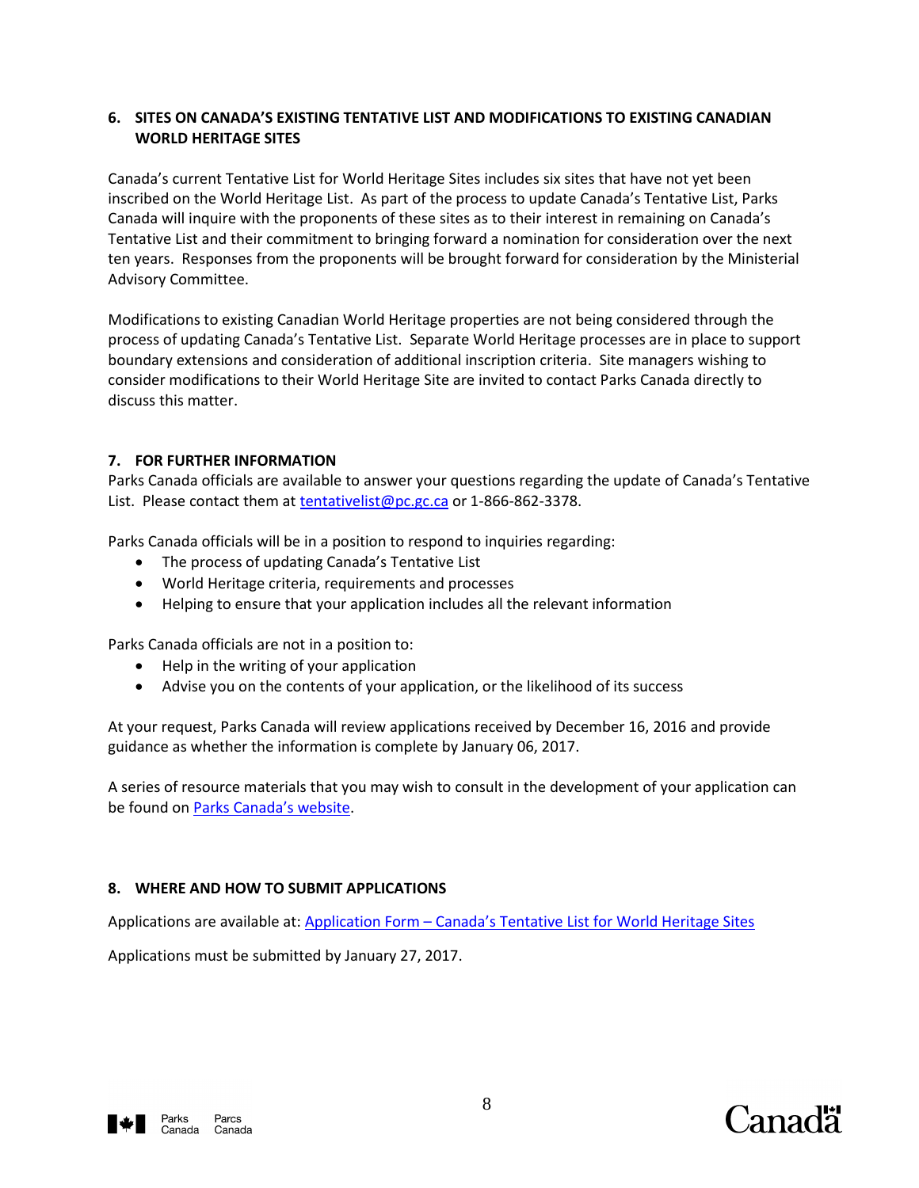## 6. SITES ON CANADA'S EXISTING TENTATIVE LIST AND MODIFICATIONS TO EXISTING CANADIAN WORLD HERITAGE SITES

Canada's current Tentative List for World Heritage Sites includes six sites that have not yet been inscribed on the World Heritage List. As part of the process to update Canada's Tentative List, Parks Canada will inquire with the proponents of these sites as to their interest in remaining on Canada's Tentative List and their commitment to bringing forward a nomination for consideration over the next ten years. Responses from the proponents will be brought forward for consideration by the Ministerial Advisory Committee.

Modifications to existing Canadian World Heritage properties are not being considered through the process of updating Canada's Tentative List. Separate World Heritage processes are in place to support boundary extensions and consideration of additional inscription criteria. Site managers wishing to consider modifications to their World Heritage Site are invited to contact Parks Canada directly to discuss this matter.

## 7. FOR FURTHER INFORMATION

Parks Canada officials are available to answer your questions regarding the update of Canada's Tentative List. Please contact them at tentativelist@pc.gc.ca or 1-866-862-3378.

Parks Canada officials will be in a position to respond to inquiries regarding:

- The process of updating Canada's Tentative List
- World Heritage criteria, requirements and processes
- Helping to ensure that your application includes all the relevant information

Parks Canada officials are not in a position to:

- Help in the writing of your application
- Advise you on the contents of your application, or the likelihood of its success

At your request, Parks Canada will review applications received by December 16, 2016 and provide guidance as whether the information is complete by January 06, 2017.

A series of resource materials that you may wish to consult in the development of your application can be found on Parks Canada's website.

## 8. WHERE AND HOW TO SUBMIT APPLICATIONS

Applications are available at: Application Form – Canada's Tentative List for World Heritage Sites

Applications must be submitted by January 27, 2017.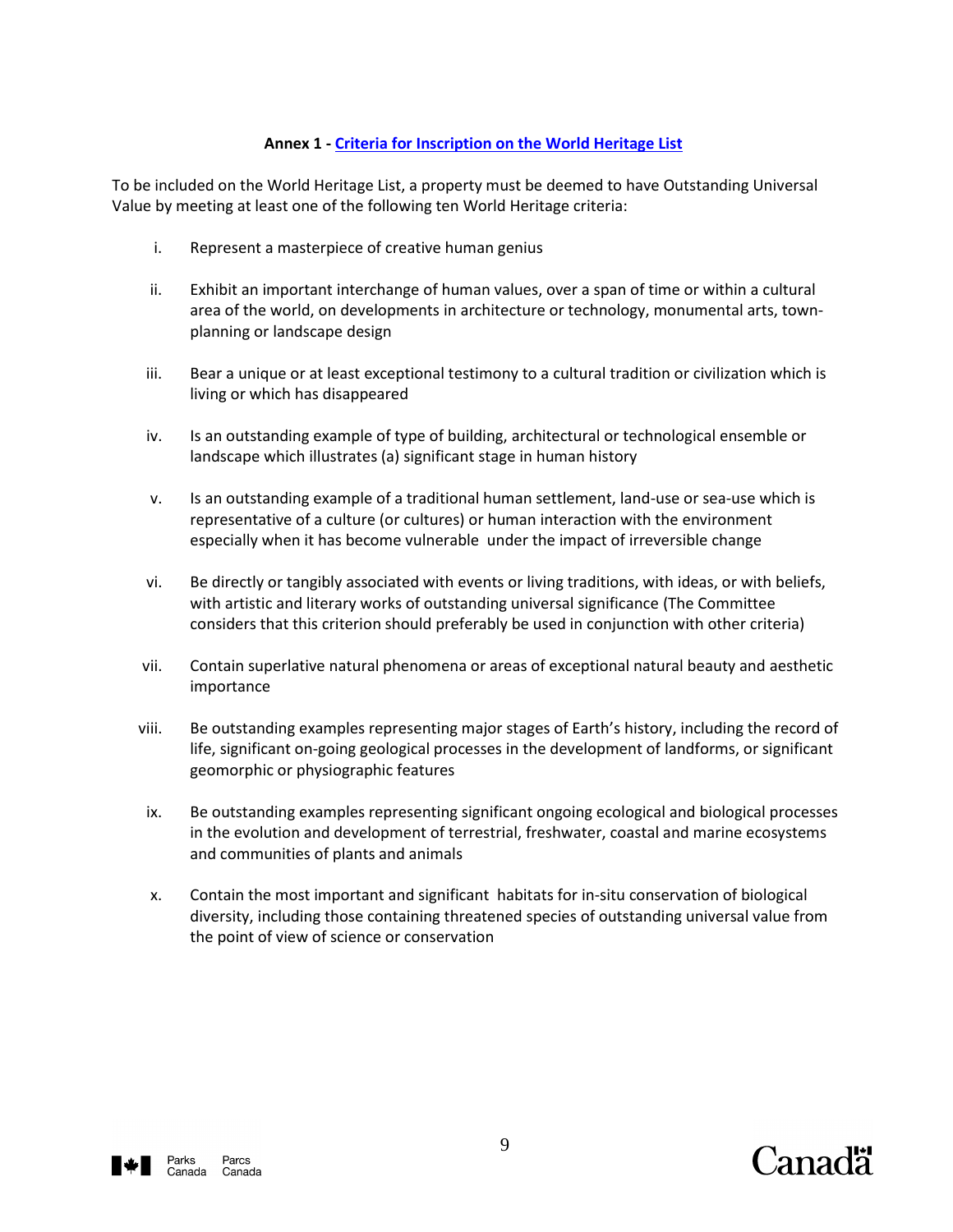**Annex 1 - Criteria for Inscription on the World Heritage List**

To be included on the World Heritage List, a property must be deemed to have Outstanding Universal Value by meeting at least one of the following ten World Heritage criteria:

i. Represent a masterpiece of creative human genius

ii. Exhibit an important interchange of human values, over a span of time or within a cultural area of the world, on developments in architecture or technology, monumental arts, town-planning or landscape design

iii. Bear a unique or at least exceptional testimony to a cultural tradition or civilization which is living or which has disappeared

iv. Is an outstanding example of type of building, architectural or technological ensemble or landscape which illustrates (a) significant stage in human history

v. Is an outstanding example of a traditional human settlement, land-use or sea-use which is representative of a culture (or cultures) or human interaction with the environment especially when it has become vulnerable under the impact of irreversible change

vi. Be directly or tangibly associated with events or living traditions, with ideas, or with beliefs, with artistic and literary works of outstanding universal significance (The Committee considers that this criterion should preferably be used in conjunction with other criteria)

vii. Contain superlative natural phenomena or areas of exceptional natural beauty and aesthetic importance

viii. Be outstanding examples representing major stages of Earth's history, including the record of life, significant on-going geological processes in the development of landforms, or significant geomorphic or physiographic features

ix. Be outstanding examples representing significant ongoing ecological and biological processes in the evolution and development of terrestrial, freshwater, coastal and marine ecosystems and communities of plants and animals

x. Contain the most important and significant habitats for in-situ conservation of biological diversity, including those containing threatened species of outstanding universal value from the point of view of science or conservation